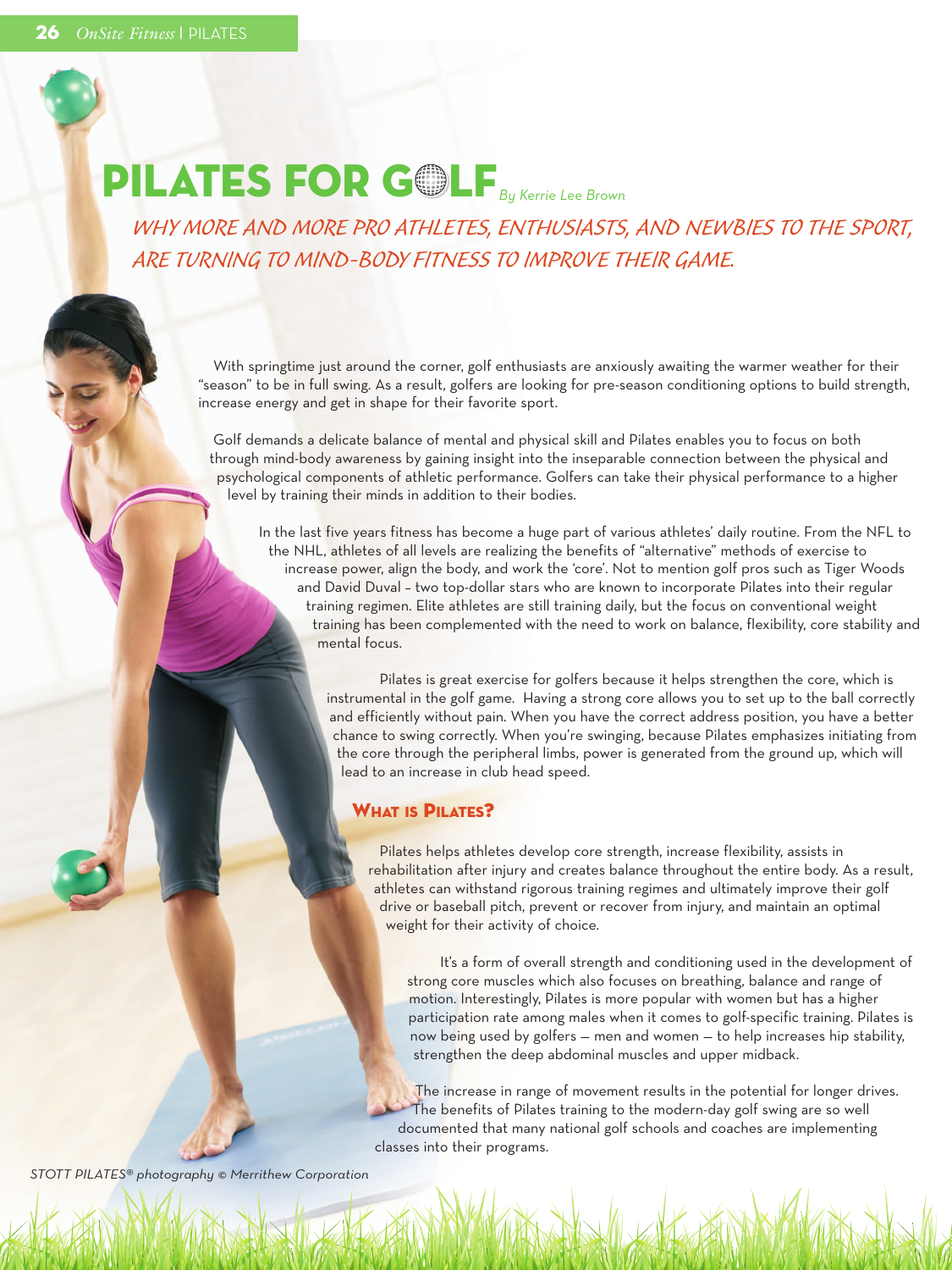# PILATES FOR GOLF

*By Kerrie Lee Brown*

## WHY MORE AND MORE PRO ATHLETES, ENTHUSIASTS, AND NEWBIES TO THE SPORT, ARE TURNING TO MIND-BODY FITNESS TO IMPROVE THEIR GAME.

With springtime just around the corner, golf enthusiasts are anxiously awaiting the warmer weather for their "season" to be in full swing. As a result, golfers are looking for pre-season conditioning options to build strength, increase energy and get in shape for their favorite sport.

Golf demands a delicate balance of mental and physical skill and Pilates enables you to focus on both through mind-body awareness by gaining insight into the inseparable connection between the physical and psychological components of athletic performance. Golfers can take their physical performance to a higher level by training their minds in addition to their bodies.

In the last five years fitness has become a huge part of various athletes' daily routine. From the NFL to the NHL, athletes of all levels are realizing the benefits of "alternative" methods of exercise to increase power, align the body, and work the 'core'. Not to mention golf pros such as Tiger Woods and David Duval – two top-dollar stars who are known to incorporate Pilates into their regular training regimen. Elite athletes are still training daily, but the focus on conventional weight training has been complemented with the need to work on balance, flexibility, core stability and mental focus.

Pilates is great exercise for golfers because it helps strengthen the core, which is instrumental in the golf game. Having a strong core allows you to set up to the ball correctly and efficiently without pain. When you have the correct address position, you have a better chance to swing correctly. When you're swinging, because Pilates emphasizes initiating from the core through the peripheral limbs, power is generated from the ground up, which will lead to an increase in club head speed.

### What is Pilates?

Pilates helps athletes develop core strength, increase flexibility, assists in rehabilitation after injury and creates balance throughout the entire body. As a result, athletes can withstand rigorous training regimes and ultimately improve their golf drive or baseball pitch, prevent or recover from injury, and maintain an optimal weight for their activity of choice.

It's a form of overall strength and conditioning used in the development of strong core muscles which also focuses on breathing, balance and range of motion. Interestingly, Pilates is more popular with women but has a higher participation rate among males when it comes to golf-specific training. Pilates is now being used by golfers — men and women — to help increases hip stability, strengthen the deep abdominal muscles and upper midback.

The increase in range of movement results in the potential for longer drives. The benefits of Pilates training to the modern-day golf swing are so well documented that many national golf schools and coaches are implementing classes into their programs.

*STOTT PILATES® photography © Merrithew Corporation*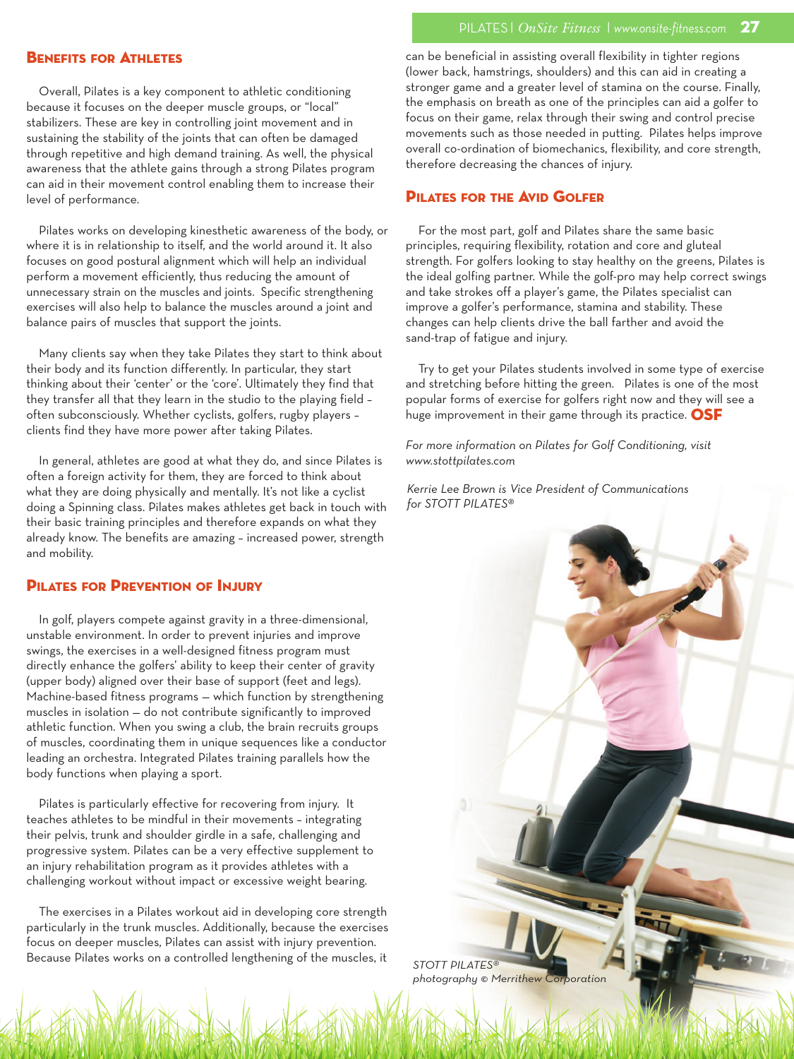## Benefits for Athletes

Overall, Pilates is a key component to athletic conditioning because it focuses on the deeper muscle groups, or "local" stabilizers. These are key in controlling joint movement and in sustaining the stability of the joints that can often be damaged through repetitive and high demand training. As well, the physical awareness that the athlete gains through a strong Pilates program can aid in their movement control enabling them to increase their level of performance.

Pilates works on developing kinesthetic awareness of the body, or where it is in relationship to itself, and the world around it. It also focuses on good postural alignment which will help an individual perform a movement efficiently, thus reducing the amount of unnecessary strain on the muscles and joints. Specific strengthening exercises will also help to balance the muscles around a joint and balance pairs of muscles that support the joints.

Many clients say when they take Pilates they start to think about their body and its function differently. In particular, they start thinking about their 'center' or the 'core'. Ultimately they find that they transfer all that they learn in the studio to the playing field – often subconsciously. Whether cyclists, golfers, rugby players – clients find they have more power after taking Pilates.

In general, athletes are good at what they do, and since Pilates is often a foreign activity for them, they are forced to think about what they are doing physically and mentally. It's not like a cyclist doing a Spinning class. Pilates makes athletes get back in touch with their basic training principles and therefore expands on what they already know. The benefits are amazing – increased power, strength and mobility.

## Pilates for Prevention of Injury

In golf, players compete against gravity in a three-dimensional, unstable environment. In order to prevent injuries and improve swings, the exercises in a well-designed fitness program must directly enhance the golfers' ability to keep their center of gravity (upper body) aligned over their base of support (feet and legs). Machine-based fitness programs — which function by strengthening muscles in isolation — do not contribute significantly to improved athletic function. When you swing a club, the brain recruits groups of muscles, coordinating them in unique sequences like a conductor leading an orchestra. Integrated Pilates training parallels how the body functions when playing a sport.

Pilates is particularly effective for recovering from injury. It teaches athletes to be mindful in their movements – integrating their pelvis, trunk and shoulder girdle in a safe, challenging and progressive system. Pilates can be a very effective supplement to an injury rehabilitation program as it provides athletes with a challenging workout without impact or excessive weight bearing.

The exercises in a Pilates workout aid in developing core strength particularly in the trunk muscles. Additionally, because the exercises focus on deeper muscles, Pilates can assist with injury prevention. Because Pilates works on a controlled lengthening of the muscles, it can be beneficial in assisting overall flexibility in tighter regions (lower back, hamstrings, shoulders) and this can aid in creating a stronger game and a greater level of stamina on the course. Finally, the emphasis on breath as one of the principles can aid a golfer to focus on their game, relax through their swing and control precise movements such as those needed in putting. Pilates helps improve overall co-ordination of biomechanics, flexibility, and core strength, therefore decreasing the chances of injury.

## Pilates for the Avid Golfer

For the most part, golf and Pilates share the same basic principles, requiring flexibility, rotation and core and gluteal strength. For golfers looking to stay healthy on the greens, Pilates is the ideal golfing partner. While the golf-pro may help correct swings and take strokes off a player's game, the Pilates specialist can improve a golfer's performance, stamina and stability. These changes can help clients drive the ball farther and avoid the sand-trap of fatigue and injury.

Try to get your Pilates students involved in some type of exercise and stretching before hitting the green. Pilates is one of the most popular forms of exercise for golfers right now and they will see a huge improvement in their game through its practice. **OSF**

*For more information on Pilates for Golf Conditioning, visit www.stottpilates.com*

*Kerrie Lee Brown is Vice President of Communications for STOTT PILATES®*

*STOTT PILATES® photography © Merrithew Corporation*